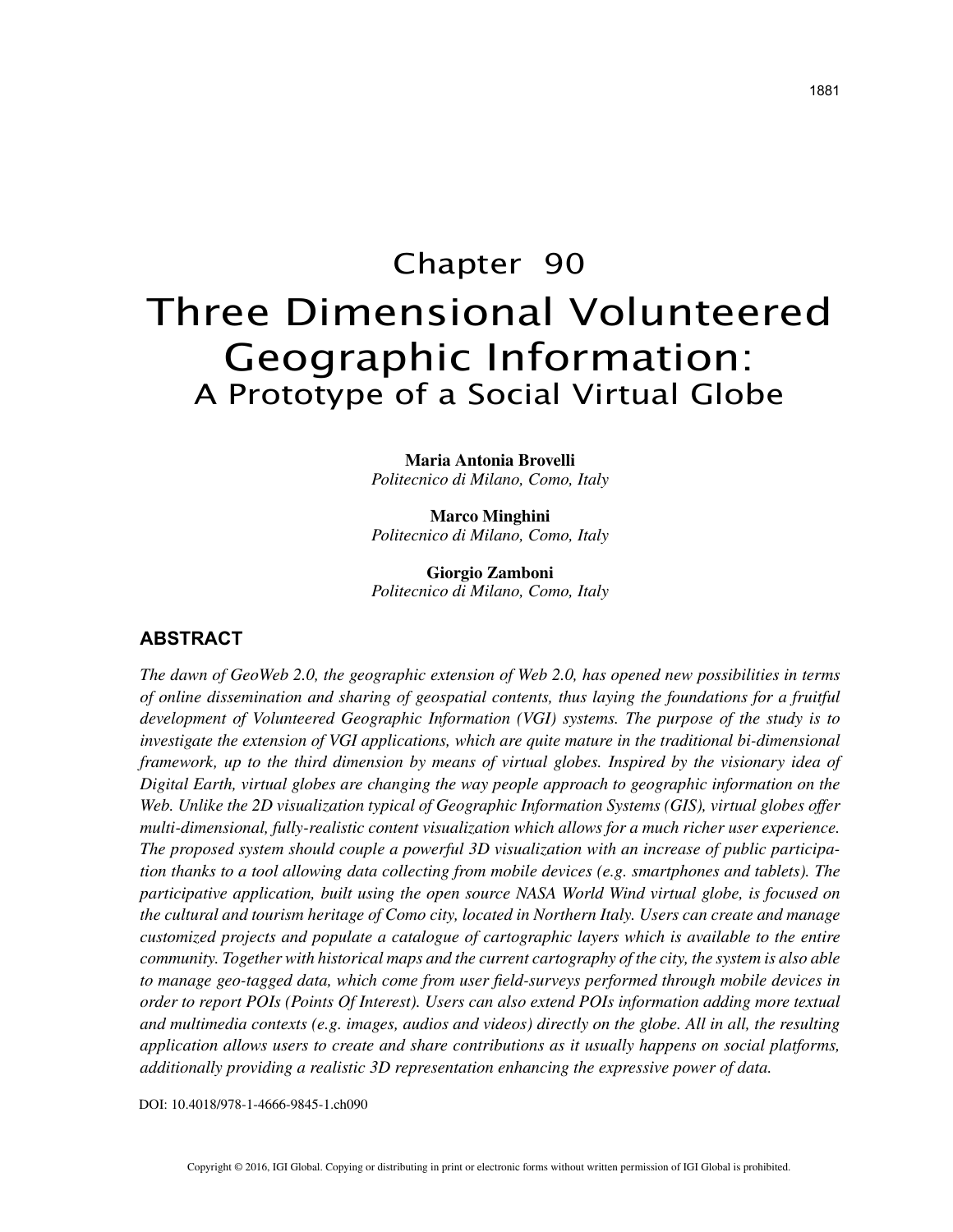# Chapter 90

# Three Dimensional Volunteered Geographic Information:

## A Prototype of a Social Virtual Globe

**Maria Antonia Brovelli**
*Politecnico di Milano, Como, Italy*

**Marco Minghini**
*Politecnico di Milano, Como, Italy*

**Giorgio Zamboni**
*Politecnico di Milano, Como, Italy*

## ABSTRACT

*The dawn of GeoWeb 2.0, the geographic extension of Web 2.0, has opened new possibilities in terms of online dissemination and sharing of geospatial contents, thus laying the foundations for a fruitful development of Volunteered Geographic Information (VGI) systems. The purpose of the study is to investigate the extension of VGI applications, which are quite mature in the traditional bi-dimensional framework, up to the third dimension by means of virtual globes. Inspired by the visionary idea of Digital Earth, virtual globes are changing the way people approach to geographic information on the Web. Unlike the 2D visualization typical of Geographic Information Systems (GIS), virtual globes offer multi-dimensional, fully-realistic content visualization which allows for a much richer user experience. The proposed system should couple a powerful 3D visualization with an increase of public participation thanks to a tool allowing data collecting from mobile devices (e.g. smartphones and tablets). The participative application, built using the open source NASA World Wind virtual globe, is focused on the cultural and tourism heritage of Como city, located in Northern Italy. Users can create and manage customized projects and populate a catalogue of cartographic layers which is available to the entire community. Together with historical maps and the current cartography of the city, the system is also able to manage geo-tagged data, which come from user field-surveys performed through mobile devices in order to report POIs (Points Of Interest). Users can also extend POIs information adding more textual and multimedia contexts (e.g. images, audios and videos) directly on the globe. All in all, the resulting application allows users to create and share contributions as it usually happens on social platforms, additionally providing a realistic 3D representation enhancing the expressive power of data.*

DOI: 10.4018/978-1-4666-9845-1.ch090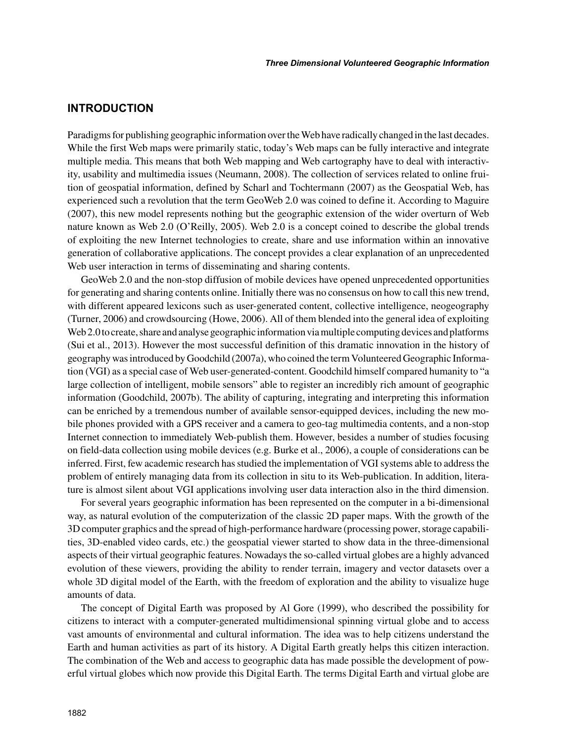## INTRODUCTION

Paradigms for publishing geographic information over the Web have radically changed in the last decades. While the first Web maps were primarily static, today's Web maps can be fully interactive and integrate multiple media. This means that both Web mapping and Web cartography have to deal with interactivity, usability and multimedia issues (Neumann, 2008). The collection of services related to online fruition of geospatial information, defined by Scharl and Tochtermann (2007) as the Geospatial Web, has experienced such a revolution that the term GeoWeb 2.0 was coined to define it. According to Maguire (2007), this new model represents nothing but the geographic extension of the wider overturn of Web nature known as Web 2.0 (O'Reilly, 2005). Web 2.0 is a concept coined to describe the global trends of exploiting the new Internet technologies to create, share and use information within an innovative generation of collaborative applications. The concept provides a clear explanation of an unprecedented Web user interaction in terms of disseminating and sharing contents.

GeoWeb 2.0 and the non-stop diffusion of mobile devices have opened unprecedented opportunities for generating and sharing contents online. Initially there was no consensus on how to call this new trend, with different appeared lexicons such as user-generated content, collective intelligence, neogeography (Turner, 2006) and crowdsourcing (Howe, 2006). All of them blended into the general idea of exploiting Web 2.0 to create, share and analyse geographic information via multiple computing devices and platforms (Sui et al., 2013). However the most successful definition of this dramatic innovation in the history of geography was introduced by Goodchild (2007a), who coined the term Volunteered Geographic Information (VGI) as a special case of Web user-generated-content. Goodchild himself compared humanity to "a large collection of intelligent, mobile sensors" able to register an incredibly rich amount of geographic information (Goodchild, 2007b). The ability of capturing, integrating and interpreting this information can be enriched by a tremendous number of available sensor-equipped devices, including the new mobile phones provided with a GPS receiver and a camera to geo-tag multimedia contents, and a non-stop Internet connection to immediately Web-publish them. However, besides a number of studies focusing on field-data collection using mobile devices (e.g. Burke et al., 2006), a couple of considerations can be inferred. First, few academic research has studied the implementation of VGI systems able to address the problem of entirely managing data from its collection in situ to its Web-publication. In addition, literature is almost silent about VGI applications involving user data interaction also in the third dimension.

For several years geographic information has been represented on the computer in a bi-dimensional way, as natural evolution of the computerization of the classic 2D paper maps. With the growth of the 3D computer graphics and the spread of high-performance hardware (processing power, storage capabilities, 3D-enabled video cards, etc.) the geospatial viewer started to show data in the three-dimensional aspects of their virtual geographic features. Nowadays the so-called virtual globes are a highly advanced evolution of these viewers, providing the ability to render terrain, imagery and vector datasets over a whole 3D digital model of the Earth, with the freedom of exploration and the ability to visualize huge amounts of data.

The concept of Digital Earth was proposed by Al Gore (1999), who described the possibility for citizens to interact with a computer-generated multidimensional spinning virtual globe and to access vast amounts of environmental and cultural information. The idea was to help citizens understand the Earth and human activities as part of its history. A Digital Earth greatly helps this citizen interaction. The combination of the Web and access to geographic data has made possible the development of powerful virtual globes which now provide this Digital Earth. The terms Digital Earth and virtual globe are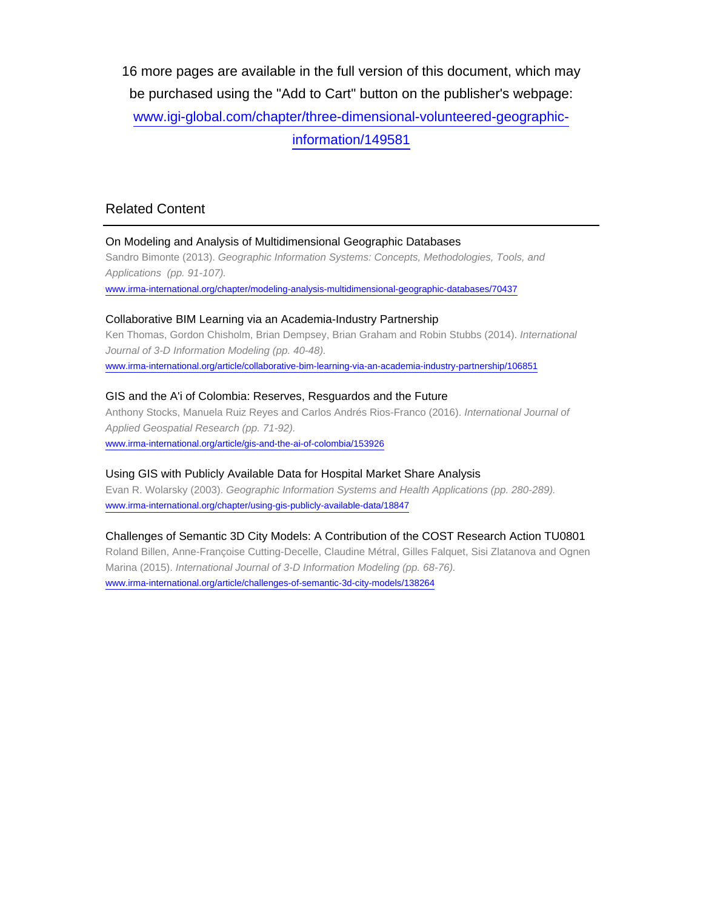16 more pages are available in the full version of this document, which may be purchased using the "Add to Cart" button on the publisher's webpage: [www.igi-global.com/chapter/three-dimensional-volunteered-geographic-information/149581](www.igi-global.com/chapter/three-dimensional-volunteered-geographic-information/149581)

## Related Content

On Modeling and Analysis of Multidimensional Geographic Databases
Sandro Bimonte (2013). *Geographic Information Systems: Concepts, Methodologies, Tools, and Applications (pp. 91-107).*
[www.irma-international.org/chapter/modeling-analysis-multidimensional-geographic-databases/70437](www.irma-international.org/chapter/modeling-analysis-multidimensional-geographic-databases/70437)

Collaborative BIM Learning via an Academia-Industry Partnership
Ken Thomas, Gordon Chisholm, Brian Dempsey, Brian Graham and Robin Stubbs (2014). *International Journal of 3-D Information Modeling (pp. 40-48).*
[www.irma-international.org/article/collaborative-bim-learning-via-an-academia-industry-partnership/106851](www.irma-international.org/article/collaborative-bim-learning-via-an-academia-industry-partnership/106851)

GIS and the A'i of Colombia: Reserves, Resguardos and the Future
Anthony Stocks, Manuela Ruiz Reyes and Carlos Andrés Rios-Franco (2016). *International Journal of Applied Geospatial Research (pp. 71-92).*
[www.irma-international.org/article/gis-and-the-ai-of-colombia/153926](www.irma-international.org/article/gis-and-the-ai-of-colombia/153926)

Using GIS with Publicly Available Data for Hospital Market Share Analysis
Evan R. Wolarsky (2003). *Geographic Information Systems and Health Applications (pp. 280-289).*
[www.irma-international.org/chapter/using-gis-publicly-available-data/18847](www.irma-international.org/chapter/using-gis-publicly-available-data/18847)

Challenges of Semantic 3D City Models: A Contribution of the COST Research Action TU0801
Roland Billen, Anne-Françoise Cutting-Decelle, Claudine Métral, Gilles Falquet, Sisi Zlatanova and Ognen Marina (2015). *International Journal of 3-D Information Modeling (pp. 68-76).*
[www.irma-international.org/article/challenges-of-semantic-3d-city-models/138264](www.irma-international.org/article/challenges-of-semantic-3d-city-models/138264)